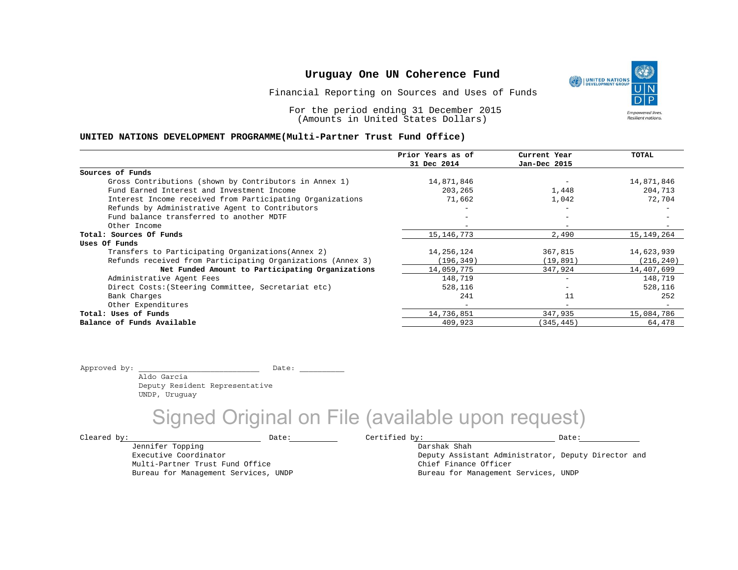# Uruguay One UN Coherence Fund

Financial Reporting on Sources and Uses of Funds

For the period ending 31 December 2015
(Amounts in United States Dollars)

## UNITED NATIONS DEVELOPMENT PROGRAMME(Multi-Partner Trust Fund Office)

| | Prior Years as of 31 Dec 2014 | Current Year Jan-Dec 2015 | TOTAL |
|---|---|---|---|
| **Sources of Funds** | | | |
| Gross Contributions (shown by Contributors in Annex 1) | 14,871,846 | - | 14,871,846 |
| Fund Earned Interest and Investment Income | 203,265 | 1,448 | 204,713 |
| Interest Income received from Participating Organizations | 71,662 | 1,042 | 72,704 |
| Refunds by Administrative Agent to Contributors | - | - | - |
| Fund balance transferred to another MDTF | - | - | - |
| Other Income | - | - | - |
| **Total: Sources Of Funds** | 15,146,773 | 2,490 | 15,149,264 |
| **Uses Of Funds** | | | |
| Transfers to Participating Organizations(Annex 2) | 14,256,124 | 367,815 | 14,623,939 |
| Refunds received from Participating Organizations (Annex 3) | (196,349) | (19,891) | (216,240) |
| **Net Funded Amount to Participating Organizations** | 14,059,775 | 347,924 | 14,407,699 |
| Administrative Agent Fees | 148,719 | - | 148,719 |
| Direct Costs:(Steering Committee, Secretariat etc) | 528,116 | - | 528,116 |
| Bank Charges | 241 | 11 | 252 |
| Other Expenditures | - | - | - |
| **Total: Uses of Funds** | 14,736,851 | 347,935 | 15,084,786 |
| **Balance of Funds Available** | 409,923 | (345,445) | 64,478 |

Approved by: __________________________ Date: __________

Aldo Garcia
Deputy Resident Representative
UNDP, Uruguay

Signed Original on File (available upon request)

Cleared by: __________________________ Date: __________

Jennifer Topping
Executive Coordinator
Multi-Partner Trust Fund Office
Bureau for Management Services, UNDP

Certified by: __________________________ Date: __________

Darshak Shah
Deputy Assistant Administrator, Deputy Director and Chief Finance Officer
Bureau for Management Services, UNDP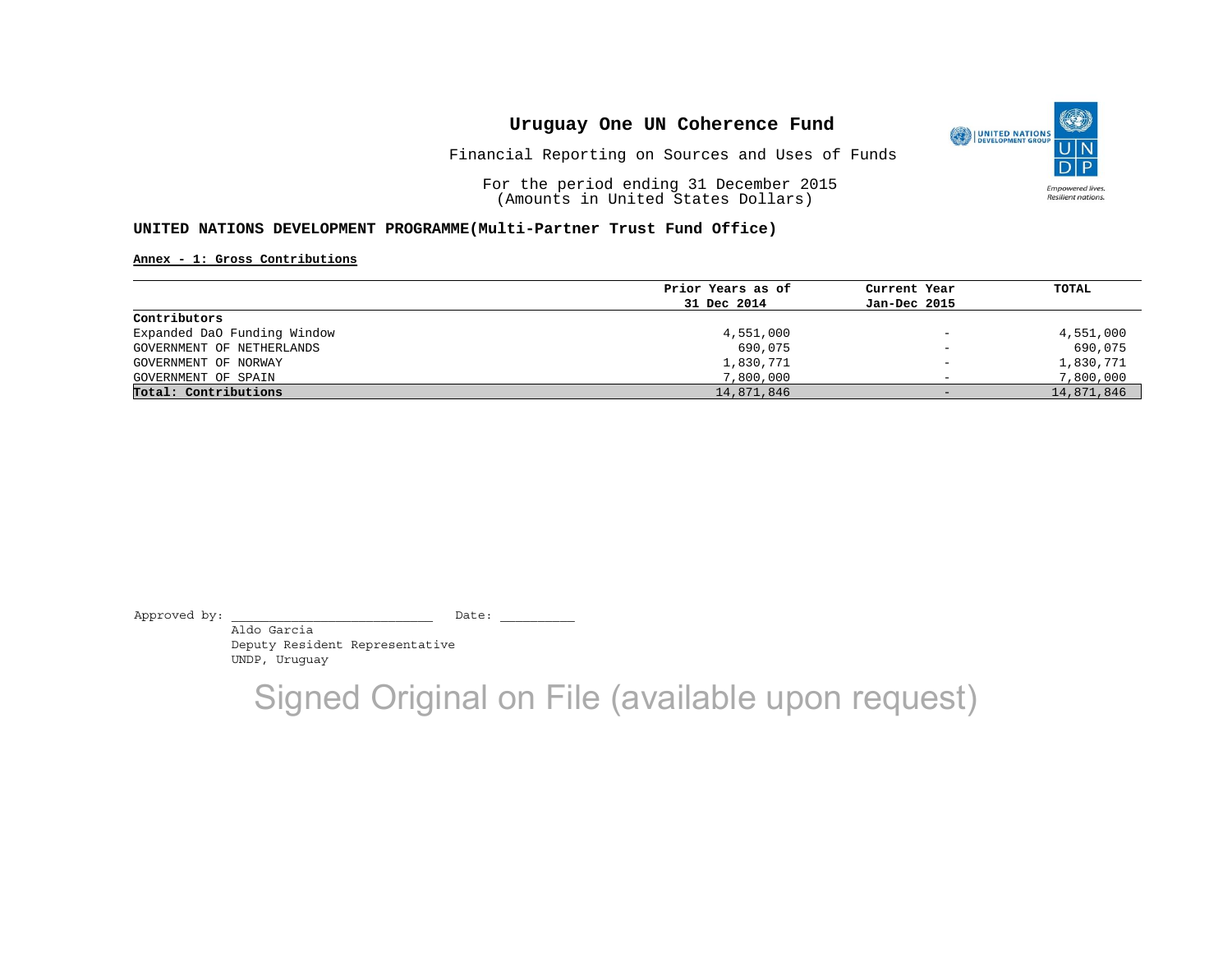# Uruguay One UN Coherence Fund

Financial Reporting on Sources and Uses of Funds

For the period ending 31 December 2015
(Amounts in United States Dollars)

**UNITED NATIONS DEVELOPMENT PROGRAMME(Multi-Partner Trust Fund Office)**

**Annex - 1: Gross Contributions**

| | Prior Years as of 31 Dec 2014 | Current Year Jan-Dec 2015 | TOTAL |
|---|---|---|---|
| **Contributors** | | | |
| Expanded DaO Funding Window | 4,551,000 | - | 4,551,000 |
| GOVERNMENT OF NETHERLANDS | 690,075 | - | 690,075 |
| GOVERNMENT OF NORWAY | 1,830,771 | - | 1,830,771 |
| GOVERNMENT OF SPAIN | 7,800,000 | - | 7,800,000 |
| **Total: Contributions** | 14,871,846 | - | 14,871,846 |

Approved by: ________________________ Date: __________

Aldo Garcia
Deputy Resident Representative
UNDP, Uruguay

Signed Original on File (available upon request)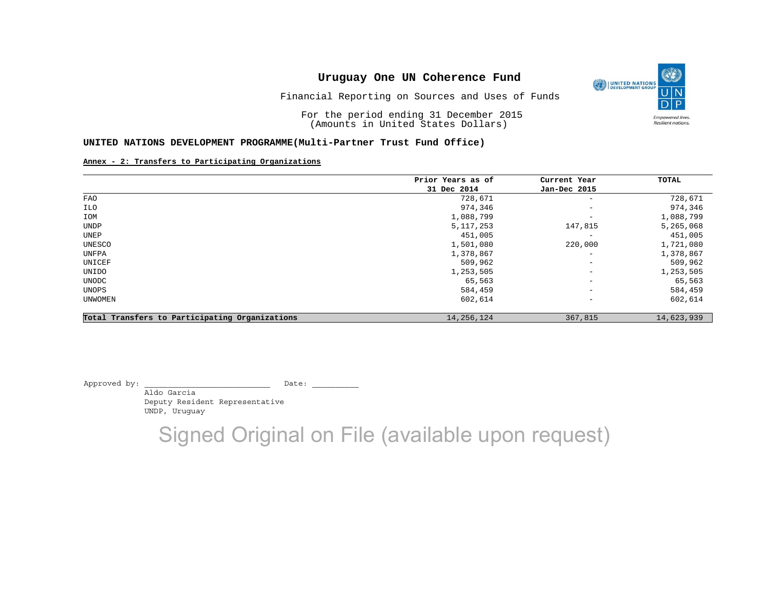# Uruguay One UN Coherence Fund

Financial Reporting on Sources and Uses of Funds

For the period ending 31 December 2015
(Amounts in United States Dollars)

**UNITED NATIONS DEVELOPMENT PROGRAMME(Multi-Partner Trust Fund Office)**

**Annex - 2: Transfers to Participating Organizations**

| | Prior Years as of 31 Dec 2014 | Current Year Jan-Dec 2015 | TOTAL |
|---|---|---|---|
| FAO | 728,671 | - | 728,671 |
| ILO | 974,346 | - | 974,346 |
| IOM | 1,088,799 | - | 1,088,799 |
| UNDP | 5,117,253 | 147,815 | 5,265,068 |
| UNEP | 451,005 | - | 451,005 |
| UNESCO | 1,501,080 | 220,000 | 1,721,080 |
| UNFPA | 1,378,867 | - | 1,378,867 |
| UNICEF | 509,962 | - | 509,962 |
| UNIDO | 1,253,505 | - | 1,253,505 |
| UNODC | 65,563 | - | 65,563 |
| UNOPS | 584,459 | - | 584,459 |
| UNWOMEN | 602,614 | - | 602,614 |
| **Total Transfers to Participating Organizations** | 14,256,124 | 367,815 | 14,623,939 |

Approved by: ___________________________ Date: __________

Aldo Garcia
Deputy Resident Representative
UNDP, Uruguay

Signed Original on File (available upon request)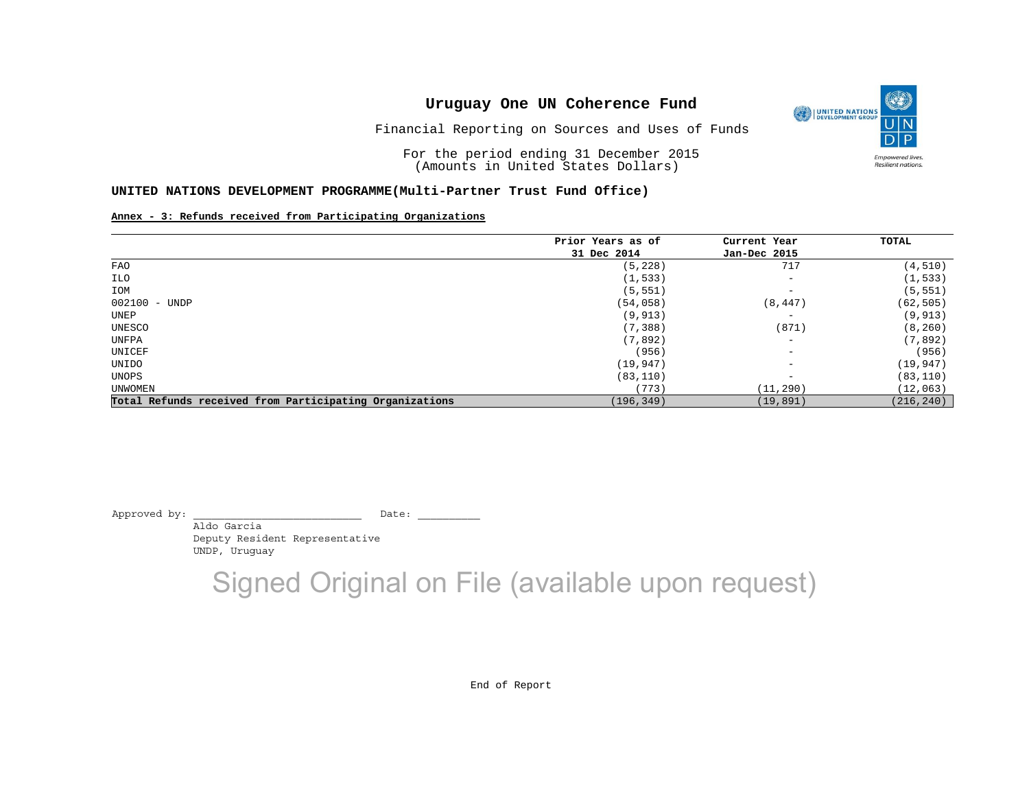# Uruguay One UN Coherence Fund

Financial Reporting on Sources and Uses of Funds

For the period ending 31 December 2015
(Amounts in United States Dollars)

## UNITED NATIONS DEVELOPMENT PROGRAMME(Multi-Partner Trust Fund Office)

**Annex - 3: Refunds received from Participating Organizations**

| | Prior Years as of 31 Dec 2014 | Current Year Jan-Dec 2015 | TOTAL |
|---|---|---|---|
| FAO | (5,228) | 717 | (4,510) |
| ILO | (1,533) | - | (1,533) |
| IOM | (5,551) | - | (5,551) |
| 002100 - UNDP | (54,058) | (8,447) | (62,505) |
| UNEP | (9,913) | - | (9,913) |
| UNESCO | (7,388) | (871) | (8,260) |
| UNFPA | (7,892) | - | (7,892) |
| UNICEF | (956) | - | (956) |
| UNIDO | (19,947) | - | (19,947) |
| UNOPS | (83,110) | - | (83,110) |
| UNWOMEN | (773) | (11,290) | (12,063) |
| **Total Refunds received from Participating Organizations** | (196,349) | (19,891) | (216,240) |

Approved by: ________________________ Date: __________

Aldo Garcia
Deputy Resident Representative
UNDP, Uruguay

Signed Original on File (available upon request)

End of Report